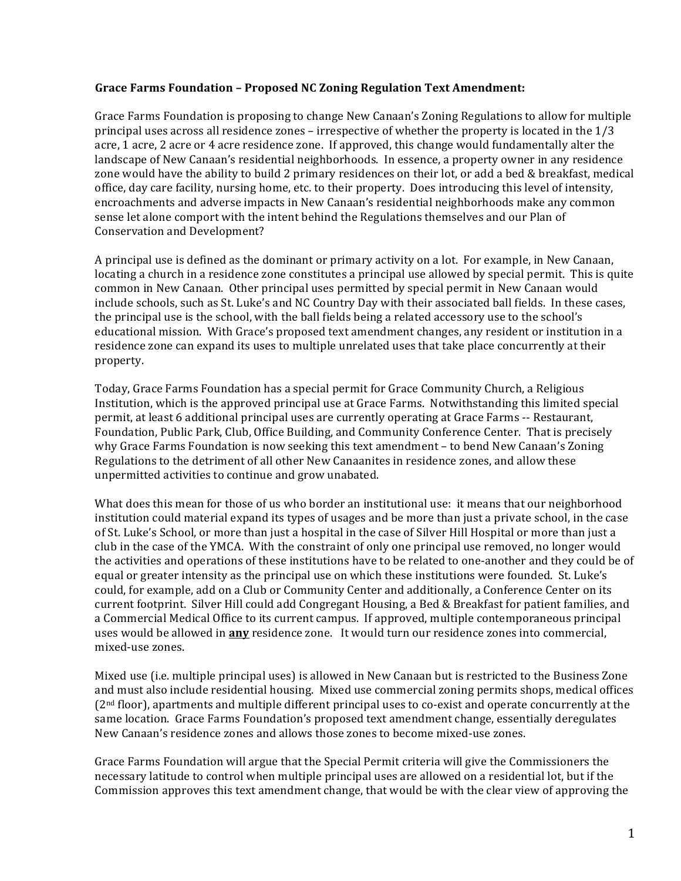**Grace Farms Foundation – Proposed NC Zoning Regulation Text Amendment:**

Grace Farms Foundation is proposing to change New Canaan's Zoning Regulations to allow for multiple principal uses across all residence zones – irrespective of whether the property is located in the 1/3 acre, 1 acre, 2 acre or 4 acre residence zone. If approved, this change would fundamentally alter the landscape of New Canaan's residential neighborhoods. In essence, a property owner in any residence zone would have the ability to build 2 primary residences on their lot, or add a bed & breakfast, medical office, day care facility, nursing home, etc. to their property. Does introducing this level of intensity, encroachments and adverse impacts in New Canaan's residential neighborhoods make any common sense let alone comport with the intent behind the Regulations themselves and our Plan of Conservation and Development?

A principal use is defined as the dominant or primary activity on a lot. For example, in New Canaan, locating a church in a residence zone constitutes a principal use allowed by special permit. This is quite common in New Canaan. Other principal uses permitted by special permit in New Canaan would include schools, such as St. Luke's and NC Country Day with their associated ball fields. In these cases, the principal use is the school, with the ball fields being a related accessory use to the school's educational mission. With Grace's proposed text amendment changes, any resident or institution in a residence zone can expand its uses to multiple unrelated uses that take place concurrently at their property.

Today, Grace Farms Foundation has a special permit for Grace Community Church, a Religious Institution, which is the approved principal use at Grace Farms. Notwithstanding this limited special permit, at least 6 additional principal uses are currently operating at Grace Farms -- Restaurant, Foundation, Public Park, Club, Office Building, and Community Conference Center. That is precisely why Grace Farms Foundation is now seeking this text amendment – to bend New Canaan's Zoning Regulations to the detriment of all other New Canaanites in residence zones, and allow these unpermitted activities to continue and grow unabated.

What does this mean for those of us who border an institutional use: it means that our neighborhood institution could material expand its types of usages and be more than just a private school, in the case of St. Luke's School, or more than just a hospital in the case of Silver Hill Hospital or more than just a club in the case of the YMCA. With the constraint of only one principal use removed, no longer would the activities and operations of these institutions have to be related to one-another and they could be of equal or greater intensity as the principal use on which these institutions were founded. St. Luke's could, for example, add on a Club or Community Center and additionally, a Conference Center on its current footprint. Silver Hill could add Congregant Housing, a Bed & Breakfast for patient families, and a Commercial Medical Office to its current campus. If approved, multiple contemporaneous principal uses would be allowed in **<u>any</u>** residence zone. It would turn our residence zones into commercial, mixed-use zones.

Mixed use (i.e. multiple principal uses) is allowed in New Canaan but is restricted to the Business Zone and must also include residential housing. Mixed use commercial zoning permits shops, medical offices (2nd floor), apartments and multiple different principal uses to co-exist and operate concurrently at the same location. Grace Farms Foundation's proposed text amendment change, essentially deregulates New Canaan's residence zones and allows those zones to become mixed-use zones.

Grace Farms Foundation will argue that the Special Permit criteria will give the Commissioners the necessary latitude to control when multiple principal uses are allowed on a residential lot, but if the Commission approves this text amendment change, that would be with the clear view of approving the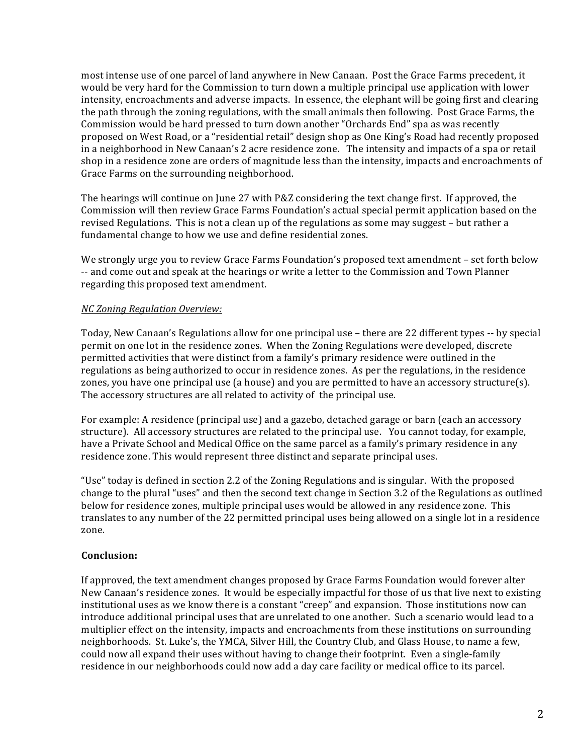most intense use of one parcel of land anywhere in New Canaan. Post the Grace Farms precedent, it would be very hard for the Commission to turn down a multiple principal use application with lower intensity, encroachments and adverse impacts. In essence, the elephant will be going first and clearing the path through the zoning regulations, with the small animals then following. Post Grace Farms, the Commission would be hard pressed to turn down another "Orchards End" spa as was recently proposed on West Road, or a "residential retail" design shop as One King's Road had recently proposed in a neighborhood in New Canaan's 2 acre residence zone. The intensity and impacts of a spa or retail shop in a residence zone are orders of magnitude less than the intensity, impacts and encroachments of Grace Farms on the surrounding neighborhood.

The hearings will continue on June 27 with P&Z considering the text change first. If approved, the Commission will then review Grace Farms Foundation's actual special permit application based on the revised Regulations. This is not a clean up of the regulations as some may suggest – but rather a fundamental change to how we use and define residential zones.

We strongly urge you to review Grace Farms Foundation's proposed text amendment – set forth below -- and come out and speak at the hearings or write a letter to the Commission and Town Planner regarding this proposed text amendment.

*NC Zoning Regulation Overview:*

Today, New Canaan's Regulations allow for one principal use – there are 22 different types -- by special permit on one lot in the residence zones. When the Zoning Regulations were developed, discrete permitted activities that were distinct from a family's primary residence were outlined in the regulations as being authorized to occur in residence zones. As per the regulations, in the residence zones, you have one principal use (a house) and you are permitted to have an accessory structure(s). The accessory structures are all related to activity of the principal use.

For example: A residence (principal use) and a gazebo, detached garage or barn (each an accessory structure). All accessory structures are related to the principal use. You cannot today, for example, have a Private School and Medical Office on the same parcel as a family's primary residence in any residence zone. This would represent three distinct and separate principal uses.

"Use" today is defined in section 2.2 of the Zoning Regulations and is singular. With the proposed change to the plural "use<u>s</u>" and then the second text change in Section 3.2 of the Regulations as outlined below for residence zones, multiple principal uses would be allowed in any residence zone. This translates to any number of the 22 permitted principal uses being allowed on a single lot in a residence zone.

**Conclusion:**

If approved, the text amendment changes proposed by Grace Farms Foundation would forever alter New Canaan's residence zones. It would be especially impactful for those of us that live next to existing institutional uses as we know there is a constant "creep" and expansion. Those institutions now can introduce additional principal uses that are unrelated to one another. Such a scenario would lead to a multiplier effect on the intensity, impacts and encroachments from these institutions on surrounding neighborhoods. St. Luke's, the YMCA, Silver Hill, the Country Club, and Glass House, to name a few, could now all expand their uses without having to change their footprint. Even a single-family residence in our neighborhoods could now add a day care facility or medical office to its parcel.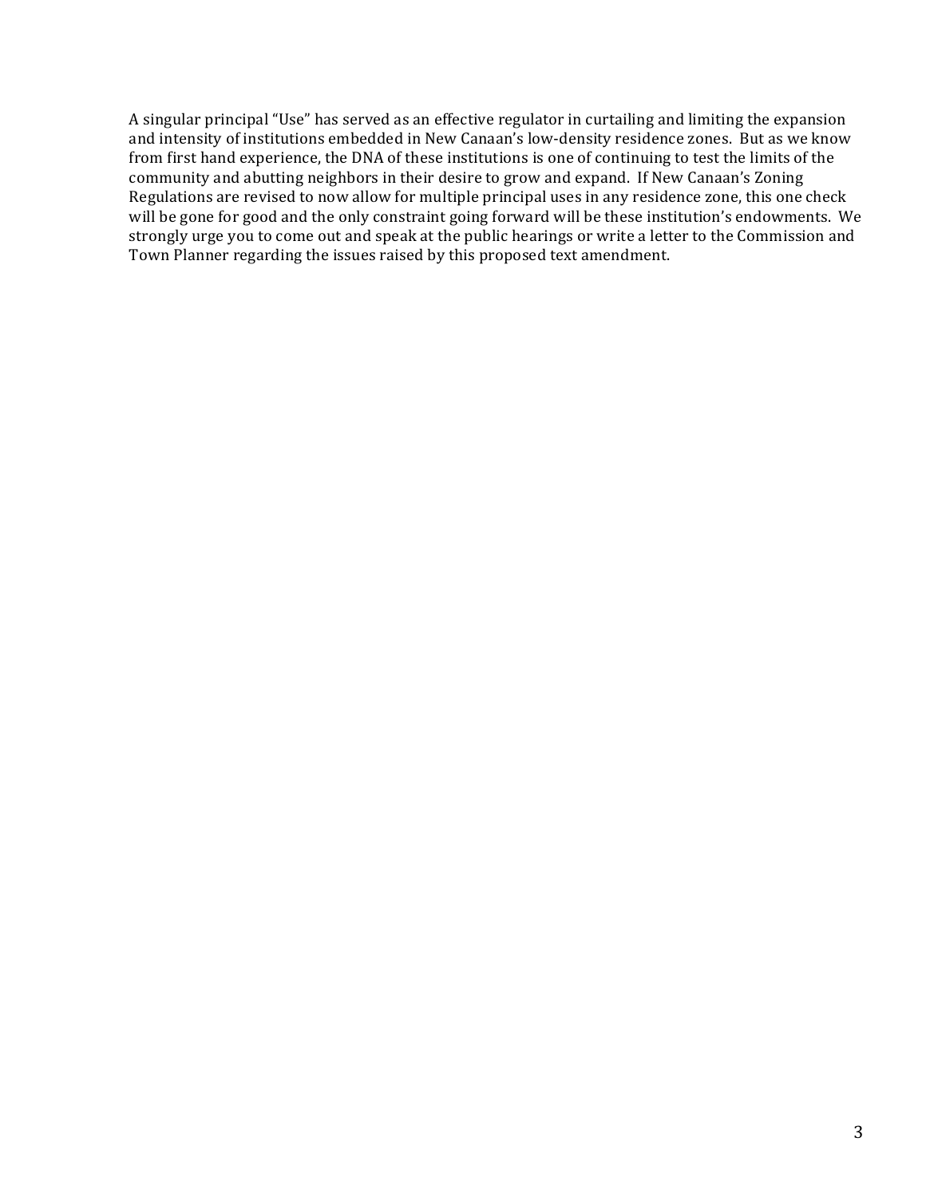A singular principal "Use" has served as an effective regulator in curtailing and limiting the expansion and intensity of institutions embedded in New Canaan's low-density residence zones. But as we know from first hand experience, the DNA of these institutions is one of continuing to test the limits of the community and abutting neighbors in their desire to grow and expand. If New Canaan's Zoning Regulations are revised to now allow for multiple principal uses in any residence zone, this one check will be gone for good and the only constraint going forward will be these institution's endowments. We strongly urge you to come out and speak at the public hearings or write a letter to the Commission and Town Planner regarding the issues raised by this proposed text amendment.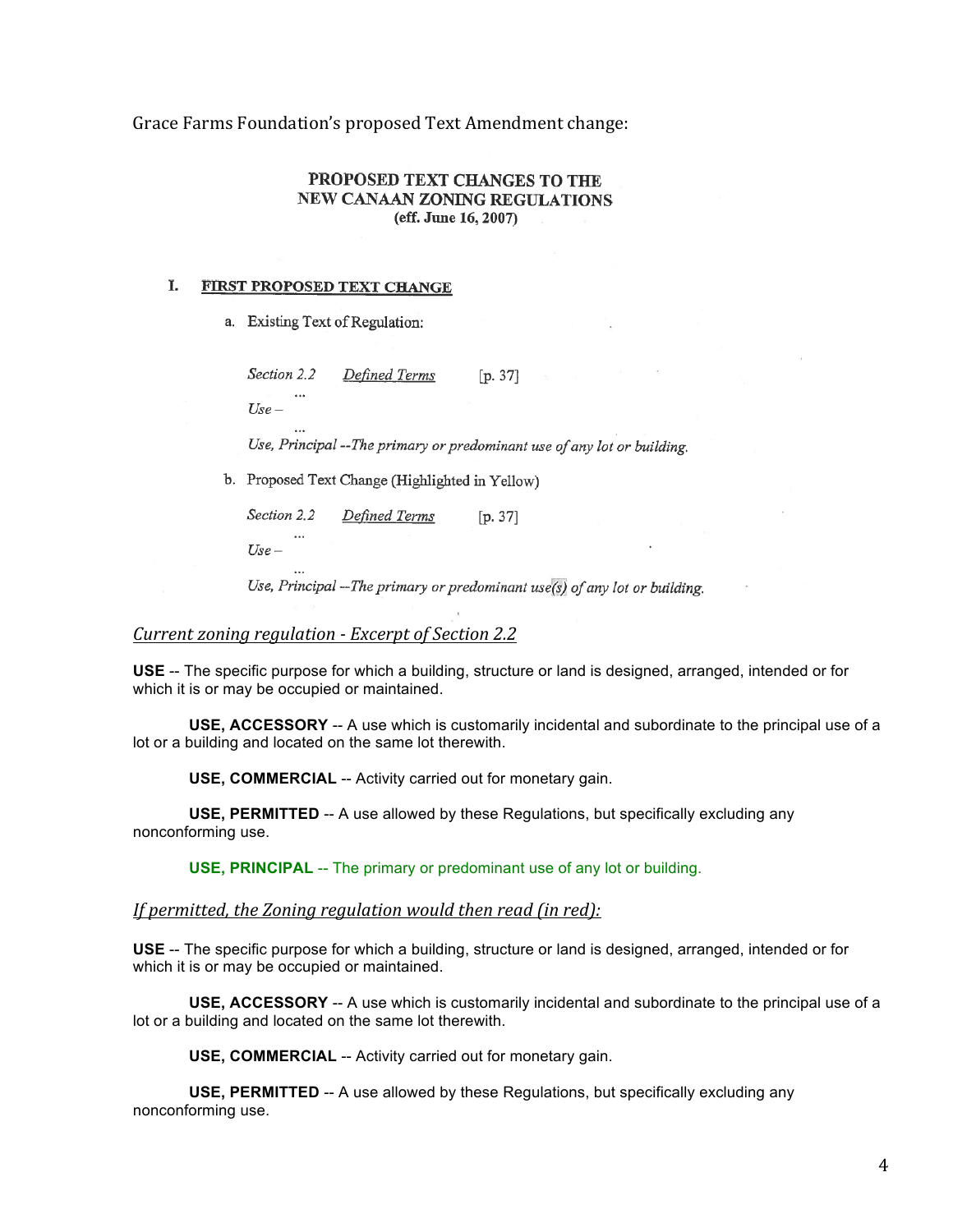Grace Farms Foundation's proposed Text Amendment change:

## PROPOSED TEXT CHANGES TO THE NEW CANAAN ZONING REGULATIONS
**(eff. June 16, 2007)**

### I. FIRST PROPOSED TEXT CHANGE

a. Existing Text of Regulation:

*Section 2.2* *Defined Terms* [p. 37]

...

*Use –*

...

*Use, Principal --The primary or predominant use of any lot or building.*

b. Proposed Text Change (Highlighted in Yellow)

*Section 2.2* *Defined Terms* [p. 37]

...

*Use –*

...

*Use, Principal --The primary or predominant use(s) of any lot or building.*

*Current zoning regulation - Excerpt of Section 2.2*

**USE** -- The specific purpose for which a building, structure or land is designed, arranged, intended or for which it is or may be occupied or maintained.

**USE, ACCESSORY** -- A use which is customarily incidental and subordinate to the principal use of a lot or a building and located on the same lot therewith.

**USE, COMMERCIAL** -- Activity carried out for monetary gain.

**USE, PERMITTED** -- A use allowed by these Regulations, but specifically excluding any nonconforming use.

**USE, PRINCIPAL** -- The primary or predominant use of any lot or building.

*If permitted, the Zoning regulation would then read (in red):*

**USE** -- The specific purpose for which a building, structure or land is designed, arranged, intended or for which it is or may be occupied or maintained.

**USE, ACCESSORY** -- A use which is customarily incidental and subordinate to the principal use of a lot or a building and located on the same lot therewith.

**USE, COMMERCIAL** -- Activity carried out for monetary gain.

**USE, PERMITTED** -- A use allowed by these Regulations, but specifically excluding any nonconforming use.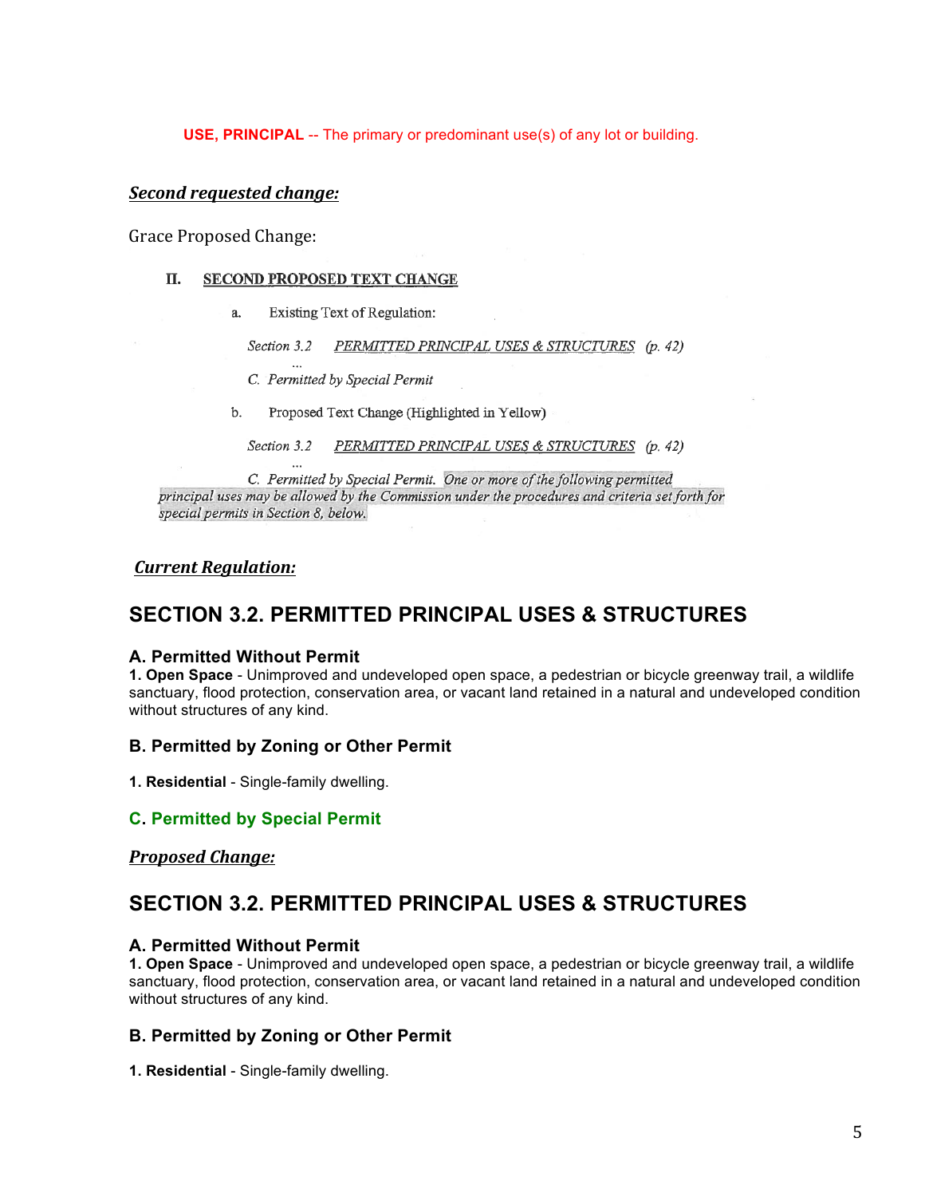**USE, PRINCIPAL** -- The primary or predominant use(s) of any lot or building.

***Second requested change:***

Grace Proposed Change:

II. SECOND PROPOSED TEXT CHANGE

a. Existing Text of Regulation:

*Section 3.2 PERMITTED PRINCIPAL USES & STRUCTURES (p. 42)*

...

*C. Permitted by Special Permit*

b. Proposed Text Change (Highlighted in Yellow)

*Section 3.2 PERMITTED PRINCIPAL USES & STRUCTURES (p. 42)*

...

*C. Permitted by Special Permit. One or more of the following permitted principal uses may be allowed by the Commission under the procedures and criteria set forth for special permits in Section 8, below.*

***Current Regulation:***

## SECTION 3.2. PERMITTED PRINCIPAL USES & STRUCTURES

### A. Permitted Without Permit

**1. Open Space** - Unimproved and undeveloped open space, a pedestrian or bicycle greenway trail, a wildlife sanctuary, flood protection, conservation area, or vacant land retained in a natural and undeveloped condition without structures of any kind.

### B. Permitted by Zoning or Other Permit

**1. Residential** - Single-family dwelling.

### C. Permitted by Special Permit

***Proposed Change:***

## SECTION 3.2. PERMITTED PRINCIPAL USES & STRUCTURES

### A. Permitted Without Permit

**1. Open Space** - Unimproved and undeveloped open space, a pedestrian or bicycle greenway trail, a wildlife sanctuary, flood protection, conservation area, or vacant land retained in a natural and undeveloped condition without structures of any kind.

### B. Permitted by Zoning or Other Permit

**1. Residential** - Single-family dwelling.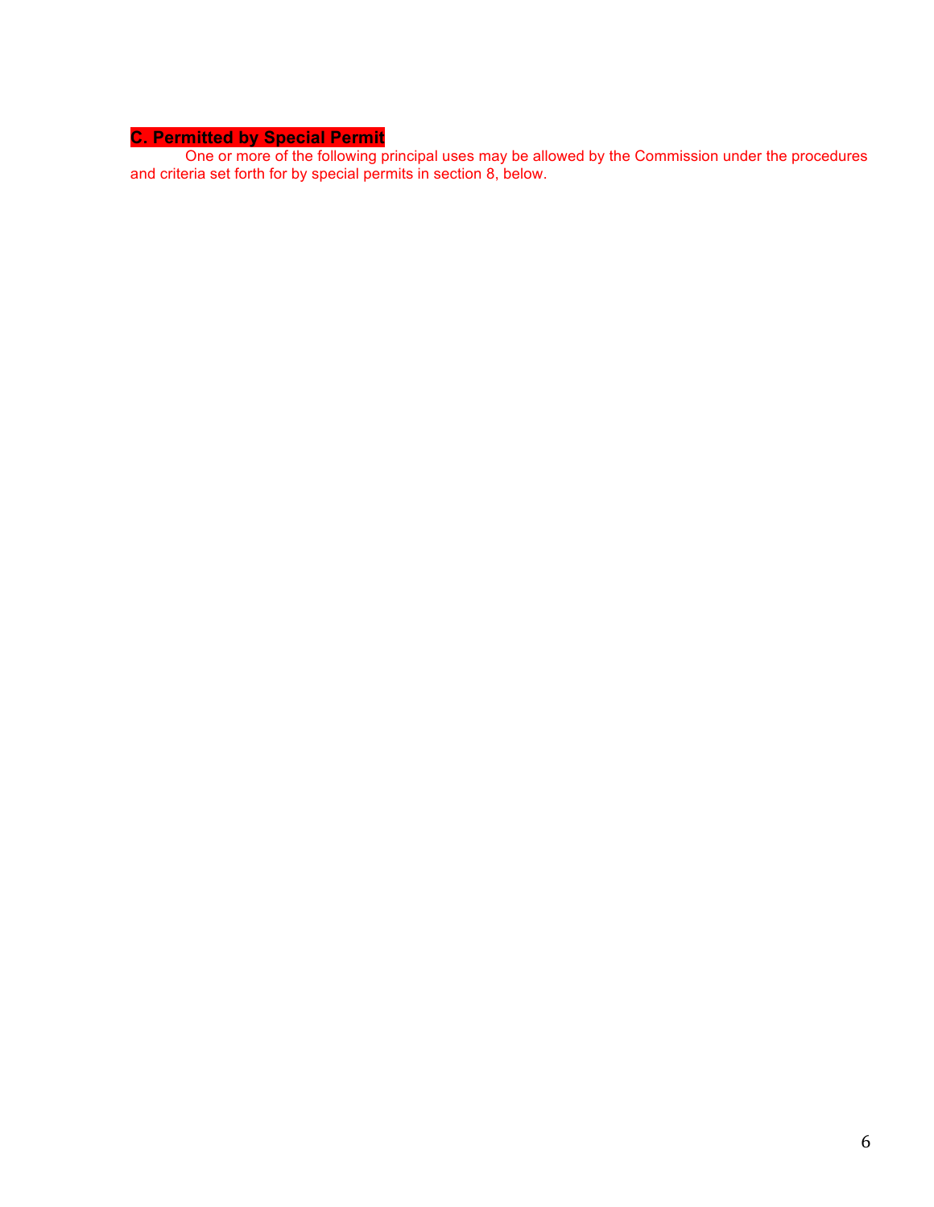**C. Permitted by Special Permit**

One or more of the following principal uses may be allowed by the Commission under the procedures and criteria set forth for by special permits in section 8, below.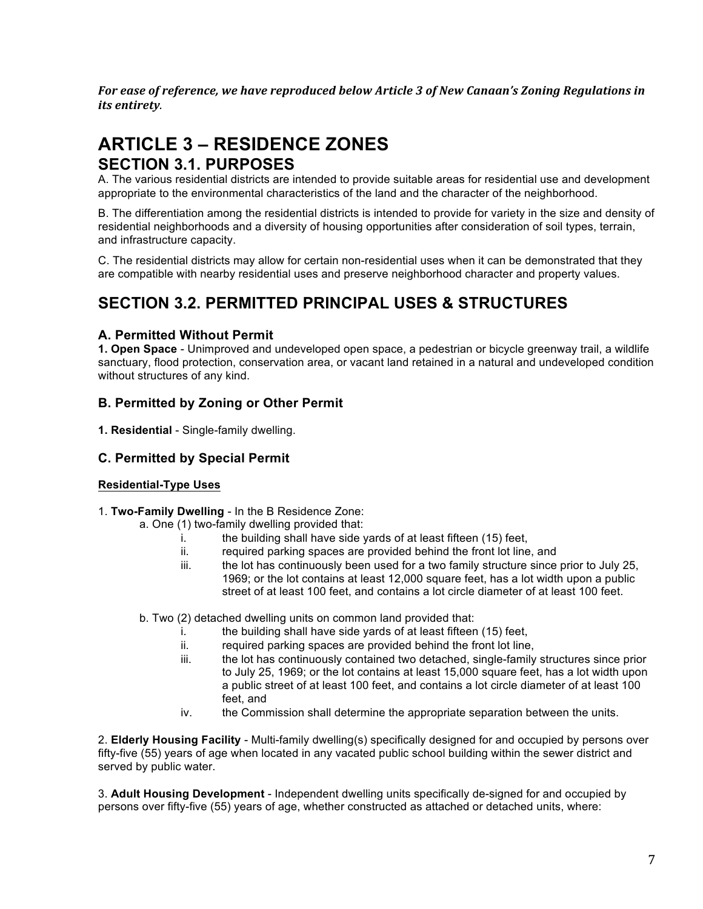***For ease of reference, we have reproduced below Article 3 of New Canaan's Zoning Regulations in its entirety.***

# ARTICLE 3 – RESIDENCE ZONES

## SECTION 3.1. PURPOSES

A. The various residential districts are intended to provide suitable areas for residential use and development appropriate to the environmental characteristics of the land and the character of the neighborhood.

B. The differentiation among the residential districts is intended to provide for variety in the size and density of residential neighborhoods and a diversity of housing opportunities after consideration of soil types, terrain, and infrastructure capacity.

C. The residential districts may allow for certain non-residential uses when it can be demonstrated that they are compatible with nearby residential uses and preserve neighborhood character and property values.

## SECTION 3.2. PERMITTED PRINCIPAL USES & STRUCTURES

### A. Permitted Without Permit

**1. Open Space** - Unimproved and undeveloped open space, a pedestrian or bicycle greenway trail, a wildlife sanctuary, flood protection, conservation area, or vacant land retained in a natural and undeveloped condition without structures of any kind.

### B. Permitted by Zoning or Other Permit

**1. Residential** - Single-family dwelling.

### C. Permitted by Special Permit

**Residential-Type Uses**

1. **Two-Family Dwelling** - In the B Residence Zone:
   - a. One (1) two-family dwelling provided that:
     - i. the building shall have side yards of at least fifteen (15) feet,
     - ii. required parking spaces are provided behind the front lot line, and
     - iii. the lot has continuously been used for a two family structure since prior to July 25, 1969; or the lot contains at least 12,000 square feet, has a lot width upon a public street of at least 100 feet, and contains a lot circle diameter of at least 100 feet.
   - b. Two (2) detached dwelling units on common land provided that:
     - i. the building shall have side yards of at least fifteen (15) feet,
     - ii. required parking spaces are provided behind the front lot line,
     - iii. the lot has continuously contained two detached, single-family structures since prior to July 25, 1969; or the lot contains at least 15,000 square feet, has a lot width upon a public street of at least 100 feet, and contains a lot circle diameter of at least 100 feet, and
     - iv. the Commission shall determine the appropriate separation between the units.

2. **Elderly Housing Facility** - Multi-family dwelling(s) specifically designed for and occupied by persons over fifty-five (55) years of age when located in any vacated public school building within the sewer district and served by public water.

3. **Adult Housing Development** - Independent dwelling units specifically de-signed for and occupied by persons over fifty-five (55) years of age, whether constructed as attached or detached units, where: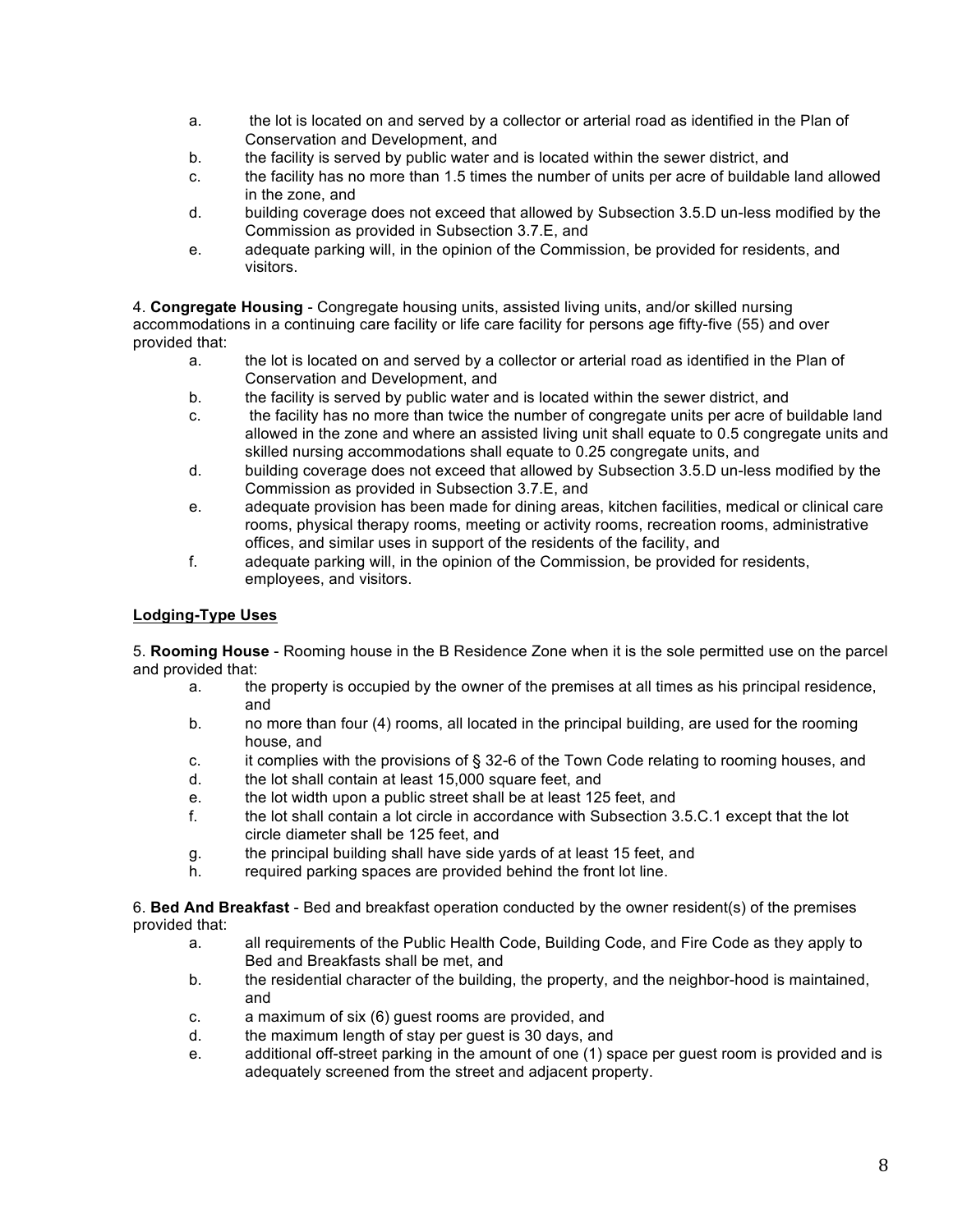a. the lot is located on and served by a collector or arterial road as identified in the Plan of Conservation and Development, and
b. the facility is served by public water and is located within the sewer district, and
c. the facility has no more than 1.5 times the number of units per acre of buildable land allowed in the zone, and
d. building coverage does not exceed that allowed by Subsection 3.5.D un-less modified by the Commission as provided in Subsection 3.7.E, and
e. adequate parking will, in the opinion of the Commission, be provided for residents, and visitors.

4. **Congregate Housing** - Congregate housing units, assisted living units, and/or skilled nursing accommodations in a continuing care facility or life care facility for persons age fifty-five (55) and over provided that:

a. the lot is located on and served by a collector or arterial road as identified in the Plan of Conservation and Development, and
b. the facility is served by public water and is located within the sewer district, and
c. the facility has no more than twice the number of congregate units per acre of buildable land allowed in the zone and where an assisted living unit shall equate to 0.5 congregate units and skilled nursing accommodations shall equate to 0.25 congregate units, and
d. building coverage does not exceed that allowed by Subsection 3.5.D un-less modified by the Commission as provided in Subsection 3.7.E, and
e. adequate provision has been made for dining areas, kitchen facilities, medical or clinical care rooms, physical therapy rooms, meeting or activity rooms, recreation rooms, administrative offices, and similar uses in support of the residents of the facility, and
f. adequate parking will, in the opinion of the Commission, be provided for residents, employees, and visitors.

**Lodging-Type Uses**

5. **Rooming House** - Rooming house in the B Residence Zone when it is the sole permitted use on the parcel and provided that:

a. the property is occupied by the owner of the premises at all times as his principal residence, and
b. no more than four (4) rooms, all located in the principal building, are used for the rooming house, and
c. it complies with the provisions of § 32-6 of the Town Code relating to rooming houses, and
d. the lot shall contain at least 15,000 square feet, and
e. the lot width upon a public street shall be at least 125 feet, and
f. the lot shall contain a lot circle in accordance with Subsection 3.5.C.1 except that the lot circle diameter shall be 125 feet, and
g. the principal building shall have side yards of at least 15 feet, and
h. required parking spaces are provided behind the front lot line.

6. **Bed And Breakfast** - Bed and breakfast operation conducted by the owner resident(s) of the premises provided that:

a. all requirements of the Public Health Code, Building Code, and Fire Code as they apply to Bed and Breakfasts shall be met, and
b. the residential character of the building, the property, and the neighbor-hood is maintained, and
c. a maximum of six (6) guest rooms are provided, and
d. the maximum length of stay per guest is 30 days, and
e. additional off-street parking in the amount of one (1) space per guest room is provided and is adequately screened from the street and adjacent property.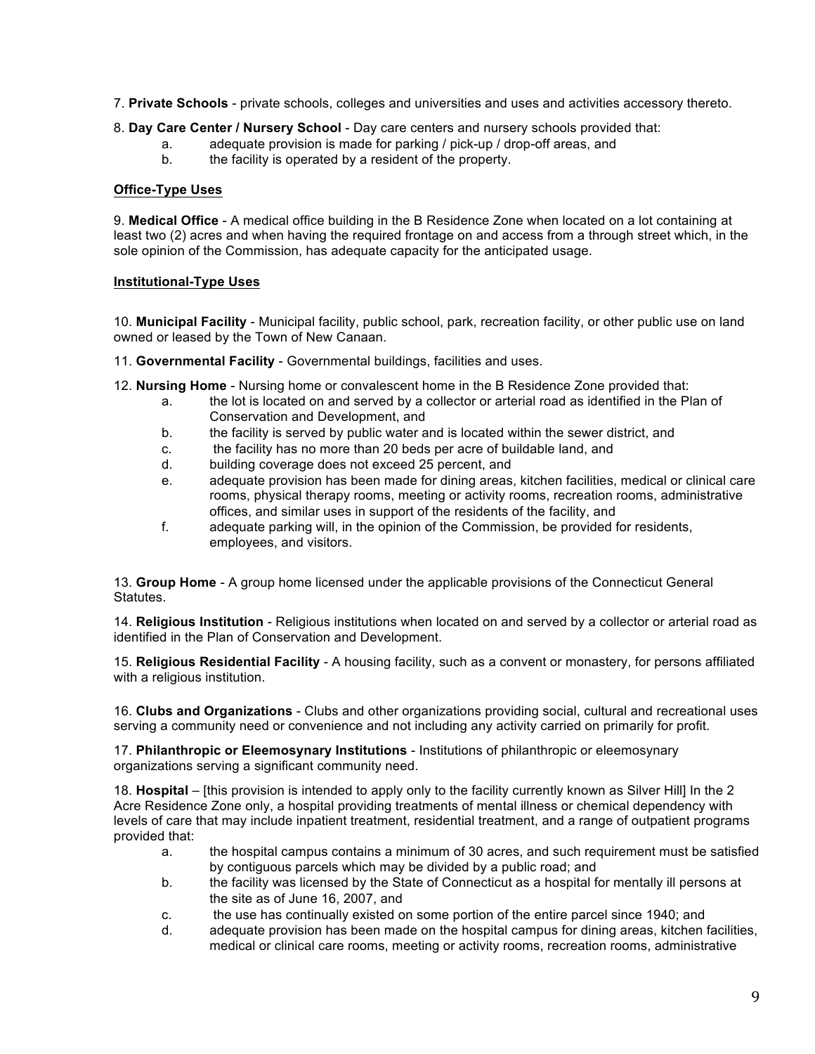7. **Private Schools** - private schools, colleges and universities and uses and activities accessory thereto.

8. **Day Care Center / Nursery School** - Day care centers and nursery schools provided that:
   a. adequate provision is made for parking / pick-up / drop-off areas, and
   b. the facility is operated by a resident of the property.

**Office-Type Uses**

9. **Medical Office** - A medical office building in the B Residence Zone when located on a lot containing at least two (2) acres and when having the required frontage on and access from a through street which, in the sole opinion of the Commission, has adequate capacity for the anticipated usage.

**Institutional-Type Uses**

10. **Municipal Facility** - Municipal facility, public school, park, recreation facility, or other public use on land owned or leased by the Town of New Canaan.

11. **Governmental Facility** - Governmental buildings, facilities and uses.

12. **Nursing Home** - Nursing home or convalescent home in the B Residence Zone provided that:
   a. the lot is located on and served by a collector or arterial road as identified in the Plan of Conservation and Development, and
   b. the facility is served by public water and is located within the sewer district, and
   c. the facility has no more than 20 beds per acre of buildable land, and
   d. building coverage does not exceed 25 percent, and
   e. adequate provision has been made for dining areas, kitchen facilities, medical or clinical care rooms, physical therapy rooms, meeting or activity rooms, recreation rooms, administrative offices, and similar uses in support of the residents of the facility, and
   f. adequate parking will, in the opinion of the Commission, be provided for residents, employees, and visitors.

13. **Group Home** - A group home licensed under the applicable provisions of the Connecticut General Statutes.

14. **Religious Institution** - Religious institutions when located on and served by a collector or arterial road as identified in the Plan of Conservation and Development.

15. **Religious Residential Facility** - A housing facility, such as a convent or monastery, for persons affiliated with a religious institution.

16. **Clubs and Organizations** - Clubs and other organizations providing social, cultural and recreational uses serving a community need or convenience and not including any activity carried on primarily for profit.

17. **Philanthropic or Eleemosynary Institutions** - Institutions of philanthropic or eleemosynary organizations serving a significant community need.

18. **Hospital** – [this provision is intended to apply only to the facility currently known as Silver Hill] In the 2 Acre Residence Zone only, a hospital providing treatments of mental illness or chemical dependency with levels of care that may include inpatient treatment, residential treatment, and a range of outpatient programs provided that:
   a. the hospital campus contains a minimum of 30 acres, and such requirement must be satisfied by contiguous parcels which may be divided by a public road; and
   b. the facility was licensed by the State of Connecticut as a hospital for mentally ill persons at the site as of June 16, 2007, and
   c. the use has continually existed on some portion of the entire parcel since 1940; and
   d. adequate provision has been made on the hospital campus for dining areas, kitchen facilities, medical or clinical care rooms, meeting or activity rooms, recreation rooms, administrative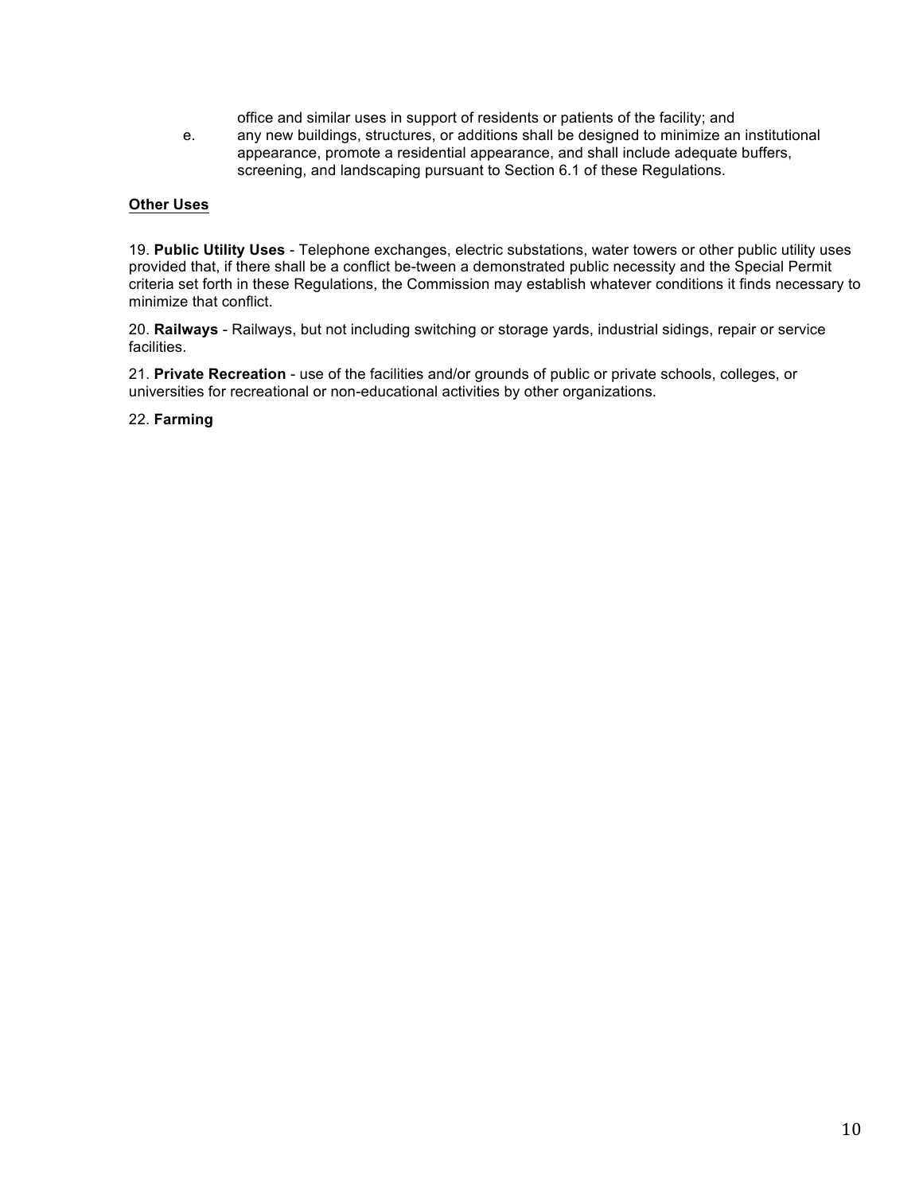office and similar uses in support of residents or patients of the facility; and

e. any new buildings, structures, or additions shall be designed to minimize an institutional appearance, promote a residential appearance, and shall include adequate buffers, screening, and landscaping pursuant to Section 6.1 of these Regulations.

**Other Uses**

19. **Public Utility Uses** - Telephone exchanges, electric substations, water towers or other public utility uses provided that, if there shall be a conflict be-tween a demonstrated public necessity and the Special Permit criteria set forth in these Regulations, the Commission may establish whatever conditions it finds necessary to minimize that conflict.

20. **Railways** - Railways, but not including switching or storage yards, industrial sidings, repair or service facilities.

21. **Private Recreation** - use of the facilities and/or grounds of public or private schools, colleges, or universities for recreational or non-educational activities by other organizations.

22. **Farming**